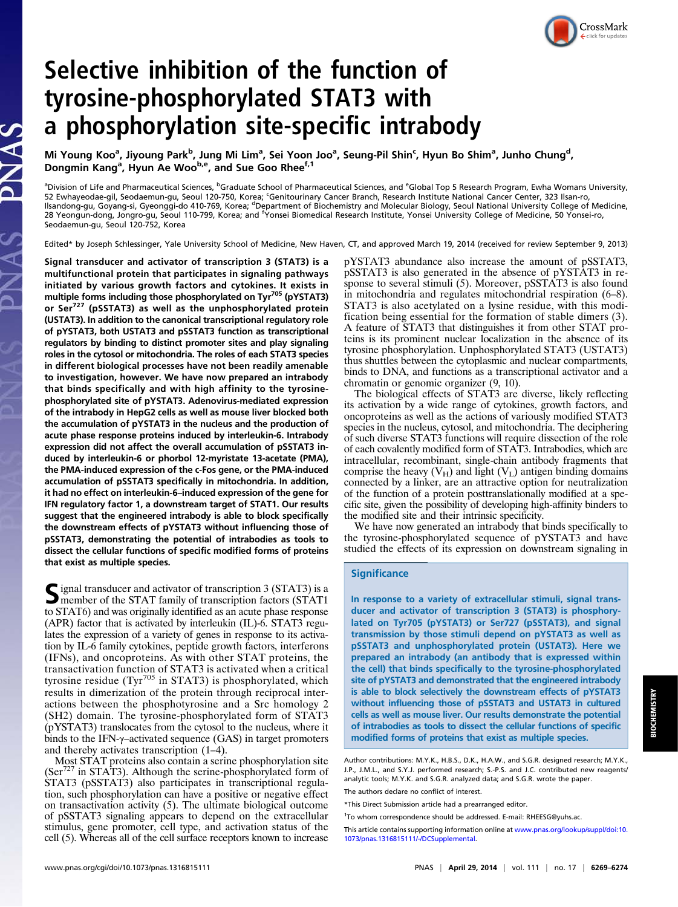# Selective inhibition of the function of tyrosine-phosphorylated STAT3 with a phosphorylation site-specific intrabody

Mi Young Koo[a], Jiyoung Park[b], Jung Mi Lim[a], Sei Yoon Joo[a], Seung-Pil Shin[c], Hyun Bo Shim[a], Junho Chung[d], Dongmin Kang[a], Hyun Ae Woo[b,e], and Sue Goo Rhee[f,1]

[a]Division of Life and Pharmaceutical Sciences, [b]Graduate School of Pharmaceutical Sciences, and [e]Global Top 5 Research Program, Ewha Womans University, 52 Ewhayeodae-gil, Seodaemun-gu, Seoul 120-750, Korea; [c]Genitourinary Cancer Branch, Research Institute National Cancer Center, 323 Ilsan-ro, Ilsandong-gu, Goyang-si, Gyeonggi-do 410-769, Korea; [d]Department of Biochemistry and Molecular Biology, Seoul National University College of Medicine, 28 Yeongun-dong, Jongro-gu, Seoul 110-799, Korea; and [f]Yonsei Biomedical Research Institute, Yonsei University College of Medicine, 50 Yonsei-ro, Seodaemun-gu, Seoul 120-752, Korea

Edited* by Joseph Schlessinger, Yale University School of Medicine, New Haven, CT, and approved March 19, 2014 (received for review September 9, 2013)

**Signal transducer and activator of transcription 3 (STAT3) is a multifunctional protein that participates in signaling pathways initiated by various growth factors and cytokines. It exists in multiple forms including those phosphorylated on Tyr[705] (pYSTAT3) or Ser[727] (pSSTAT3) as well as the unphosphorylated protein (USTAT3). In addition to the canonical transcriptional regulatory role of pYSTAT3, both USTAT3 and pSSTAT3 function as transcriptional regulators by binding to distinct promoter sites and play signaling roles in the cytosol or mitochondria. The roles of each STAT3 species in different biological processes have not been readily amenable to investigation, however. We have now prepared an intrabody that binds specifically and with high affinity to the tyrosine-phosphorylated site of pYSTAT3. Adenovirus-mediated expression of the intrabody in HepG2 cells as well as mouse liver blocked both the accumulation of pYSTAT3 in the nucleus and the production of acute phase response proteins induced by interleukin-6. Intrabody expression did not affect the overall accumulation of pSSTAT3 induced by interleukin-6 or phorbol 12-myristate 13-acetate (PMA), the PMA-induced expression of the c-Fos gene, or the PMA-induced accumulation of pSSTAT3 specifically in mitochondria. In addition, it had no effect on interleukin-6–induced expression of the gene for IFN regulatory factor 1, a downstream target of STAT1. Our results suggest that the engineered intrabody is able to block specifically the downstream effects of pYSTAT3 without influencing those of pSSTAT3, demonstrating the potential of intrabodies as tools to dissect the cellular functions of specific modified forms of proteins that exist as multiple species.**

Signal transducer and activator of transcription 3 (STAT3) is a member of the STAT family of transcription factors (STAT1 to STAT6) and was originally identified as an acute phase response (APR) factor that is activated by interleukin (IL)-6. STAT3 regulates the expression of a variety of genes in response to its activation by IL-6 family cytokines, peptide growth factors, interferons (IFNs), and oncoproteins. As with other STAT proteins, the transactivation function of STAT3 is activated when a critical tyrosine residue (Tyr[705] in STAT3) is phosphorylated, which results in dimerization of the protein through reciprocal interactions between the phosphotyrosine and a Src homology 2 (SH2) domain. The tyrosine-phosphorylated form of STAT3 (pYSTAT3) translocates from the cytosol to the nucleus, where it binds to the IFN-γ–activated sequence (GAS) in target promoters and thereby activates transcription (1–4).

Most STAT proteins also contain a serine phosphorylation site (Ser[727] in STAT3). Although the serine-phosphorylated form of STAT3 (pSSTAT3) also participates in transcriptional regulation, such phosphorylation can have a positive or negative effect on transactivation activity (5). The ultimate biological outcome of pSSTAT3 signaling appears to depend on the extracellular stimulus, gene promoter, cell type, and activation status of the cell (5). Whereas all of the cell surface receptors known to increase pYSTAT3 abundance also increase the amount of pSSTAT3, pSSTAT3 is also generated in the absence of pYSTAT3 in response to several stimuli (5). Moreover, pSSTAT3 is also found in mitochondria and regulates mitochondrial respiration (6–8). STAT3 is also acetylated on a lysine residue, with this modification being essential for the formation of stable dimers (3). A feature of STAT3 that distinguishes it from other STAT proteins is its prominent nuclear localization in the absence of its tyrosine phosphorylation. Unphosphorylated STAT3 (USTAT3) thus shuttles between the cytoplasmic and nuclear compartments, binds to DNA, and functions as a transcriptional activator and a chromatin or genomic organizer (9, 10).

The biological effects of STAT3 are diverse, likely reflecting its activation by a wide range of cytokines, growth factors, and oncoproteins as well as the actions of variously modified STAT3 species in the nucleus, cytosol, and mitochondria. The deciphering of such diverse STAT3 functions will require dissection of the role of each covalently modified form of STAT3. Intrabodies, which are intracellular, recombinant, single-chain antibody fragments that comprise the heavy ($V_H$) and light ($V_L$) antigen binding domains connected by a linker, are an attractive option for neutralization of the function of a protein posttranslationally modified at a specific site, given the possibility of developing high-affinity binders to the modified site and their intrinsic specificity.

We have now generated an intrabody that binds specifically to the tyrosine-phosphorylated sequence of pYSTAT3 and have studied the effects of its expression on downstream signaling in

## Significance

In response to a variety of extracellular stimuli, signal transducer and activator of transcription 3 (STAT3) is phosphorylated on Tyr705 (pYSTAT3) or Ser727 (pSSTAT3), and signal transmission by those stimuli depend on pYSTAT3 as well as pSSTAT3 and unphosphorylated protein (USTAT3). Here we prepared an intrabody (an antibody that is expressed within the cell) that binds specifically to the tyrosine-phosphorylated site of pYSTAT3 and demonstrated that the engineered intrabody is able to block selectively the downstream effects of pYSTAT3 without influencing those of pSSTAT3 and USTAT3 in cultured cells as well as mouse liver. Our results demonstrate the potential of intrabodies as tools to dissect the cellular functions of specific modified forms of proteins that exist as multiple species.

Author contributions: M.Y.K., H.B.S., D.K., H.A.W., and S.G.R. designed research; M.Y.K., J.P., J.M.L., and S.Y.J. performed research; S.-P.S. and J.C. contributed new reagents/analytic tools; M.Y.K. and S.G.R. analyzed data; and S.G.R. wrote the paper.

The authors declare no conflict of interest.

*This Direct Submission article had a prearranged editor.

[1]To whom correspondence should be addressed. E-mail: RHEESG@yuhs.ac.

This article contains supporting information online at www.pnas.org/lookup/suppl/doi:10.1073/pnas.1316815111/-/DCSupplemental.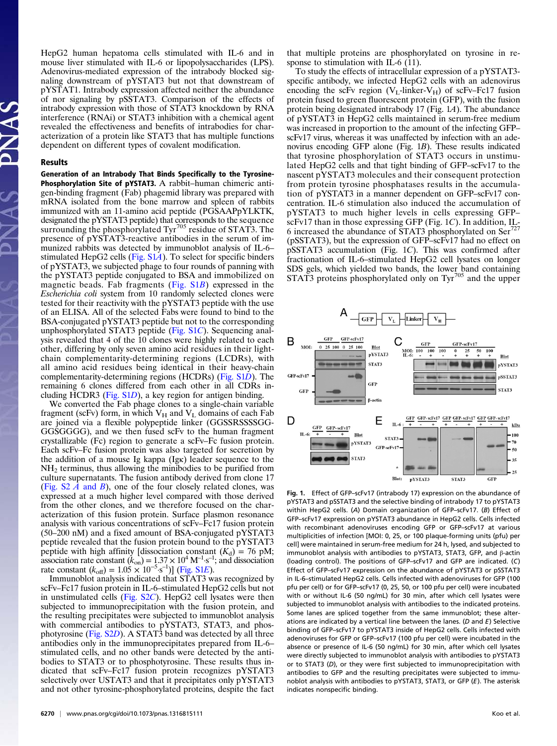HepG2 human hepatoma cells stimulated with IL-6 and in mouse liver stimulated with IL-6 or lipopolysaccharides (LPS). Adenovirus-mediated expression of the intrabody blocked signaling downstream of pYSTAT3 but not that downstream of pYSTAT1. Intrabody expression affected neither the abundance of nor signaling by pSSTAT3. Comparison of the effects of intrabody expression with those of STAT3 knockdown by RNA interference (RNAi) or STAT3 inhibition with a chemical agent revealed the effectiveness and benefits of intrabodies for characterization of a protein like STAT3 that has multiple functions dependent on different types of covalent modification.

## Results

**Generation of an Intrabody That Binds Specifically to the Tyrosine-Phosphorylation Site of pYSTAT3.** A rabbit–human chimeric antigen-binding fragment (Fab) phagemid library was prepared with mRNA isolated from the bone marrow and spleen of rabbits immunized with an 11-amino acid peptide (PGSAAPpYLKTK, designated the pYSTAT3 peptide) that corresponds to the sequence surrounding the phosphorylated $Tyr^{705}$ residue of STAT3. The presence of pYSTAT3-reactive antibodies in the serum of immunized rabbits was detected by immunoblot analysis of IL-6–stimulated HepG2 cells (Fig. S1*A*). To select for specific binders of pYSTAT3, we subjected phage to four rounds of panning with the pYSTAT3 peptide conjugated to BSA and immobilized on magnetic beads. Fab fragments (Fig. S1*B*) expressed in the *Escherichia coli* system from 10 randomly selected clones were tested for their reactivity with the pYSTAT3 peptide with the use of an ELISA. All of the selected Fabs were found to bind to the BSA-conjugated pYSTAT3 peptide but not to the corresponding unphosphorylated STAT3 peptide (Fig. S1*C*). Sequencing analysis revealed that 4 of the 10 clones were highly related to each other, differing by only seven amino acid residues in their light-chain complementarity-determining regions (LCDRs), with all amino acid residues being identical in their heavy-chain complementarity-determining regions (HCDRs) (Fig. S1*D*). The remaining 6 clones differed from each other in all CDRs including HCDR3 (Fig. S1*D*), a key region for antigen binding.

We converted the Fab phage clones to a single-chain variable fragment (scFv) form, in which $V_H$ and $V_L$ domains of each Fab are joined via a flexible polypeptide linker (GGSSRSSSSGGGGSGGGG), and we then fused scFv to the human fragment crystallizable (Fc) region to generate a scFv–Fc fusion protein. Each scFv–Fc fusion protein was also targeted for secretion by the addition of a mouse Ig kappa (Igκ) leader sequence to the $NH_2$ terminus, thus allowing the minibodies to be purified from culture supernatants. The fusion antibody derived from clone 17 (Fig. S2 *A* and *B*), one of the four closely related clones, was expressed at a much higher level compared with those derived from the other clones, and we therefore focused on the characterization of this fusion protein. Surface plasmon resonance analysis with various concentrations of scFv–Fc17 fusion protein (50–200 nM) and a fixed amount of BSA-conjugated pYSTAT3 peptide revealed that the fusion protein bound to the pYSTAT3 peptide with high affinity [dissociation constant ($K_d$) = 76 pM; association rate constant ($k_{on}$) = $1.37 \times 10^4\ M^{-1} \cdot s^{-1}$; and dissociation rate constant ($k_{off}$) = $1.05 \times 10^{-5} \cdot s^{-1}$)] (Fig. S1*E*).

Immunoblot analysis indicated that STAT3 was recognized by scFv–Fc17 fusion protein in IL-6–stimulated HepG2 cells but not in unstimulated cells (Fig. S2*C*). HepG2 cell lysates were then subjected to immunoprecipitation with the fusion protein, and the resulting precipitates were subjected to immunoblot analysis with commercial antibodies to pYSTAT3, STAT3, and phosphotyrosine (Fig. S2*D*). A STAT3 band was detected by all three antibodies only in the immunoprecipitates prepared from IL-6–stimulated cells, and no other bands were detected by the antibodies to STAT3 or to phosphotyrosine. These results thus indicated that scFv–Fc17 fusion protein recognizes pYSTAT3 selectively over USTAT3 and that it precipitates only pYSTAT3 and not other tyrosine-phosphorylated proteins, despite the fact that multiple proteins are phosphorylated on tyrosine in response to stimulation with IL-6 (11).

To study the effects of intracellular expression of a pYSTAT3-specific antibody, we infected HepG2 cells with an adenovirus encoding the scFv region ($V_L$-linker-$V_H$) of scFv–Fc17 fusion protein fused to green fluorescent protein (GFP), with the fusion protein being designated intrabody 17 (Fig. 1*A*). The abundance of pYSTAT3 in HepG2 cells maintained in serum-free medium was increased in proportion to the amount of the infecting GFP–scFv17 virus, whereas it was unaffected by infection with an adenovirus encoding GFP alone (Fig. 1*B*). These results indicated that tyrosine phosphorylation of STAT3 occurs in unstimulated HepG2 cells and that tight binding of GFP–scFv17 to the nascent pYSTAT3 molecules and their consequent protection from protein tyrosine phosphatases results in the accumulation of pYSTAT3 in a manner dependent on GFP–scFv17 concentration. IL-6 stimulation also induced the accumulation of pYSTAT3 to much higher levels in cells expressing GFP–scFv17 than in those expressing GFP (Fig. 1*C*). In addition, IL-6 increased the abundance of STAT3 phosphorylated on $Ser^{727}$ (pSSTAT3), but the expression of GFP–scFv17 had no effect on pSSTAT3 accumulation (Fig. 1*C*). This was confirmed after fractionation of IL-6–stimulated HepG2 cell lysates on longer SDS gels, which yielded two bands, the lower band containing STAT3 proteins phosphorylated only on $Tyr^{705}$ and the upper

**Fig. 1.** Effect of GFP–scFv17 (intrabody 17) expression on the abundance of pYSTAT3 and pSSTAT3 and the selective binding of intrabody 17 to pYSTAT3 within HepG2 cells. (*A*) Domain organization of GFP–scFv17. (*B*) Effect of GFP–scFv17 expression on pYSTAT3 abundance in HepG2 cells. Cells infected with recombinant adenoviruses encoding GFP or GFP–scFv17 at various multiplicities of infection [MOI: 0, 25, or 100 plaque-forming units (pfu) per cell] were maintained in serum-free medium for 24 h, lysed, and subjected to immunoblot analysis with antibodies to pYSTAT3, STAT3, GFP, and β-actin (loading control). The positions of GFP–scFv17 and GFP are indicated. (*C*) Effect of GFP–scFv17 expression on the abundance of pYSTAT3 or pSSTAT3 in IL-6–stimulated HepG2 cells. Cells infected with adenoviruses for GFP (100 pfu per cell) or for GFP–scFv17 (0, 25, 50, or 100 pfu per cell) were incubated with or without IL-6 (50 ng/mL) for 30 min, after which cell lysates were subjected to immunoblot analysis with antibodies to the indicated proteins. Some lanes are spliced together from the same immunoblot; these alterations are indicated by a vertical line between the lanes. (*D* and *E*) Selective binding of GFP–scFv17 to pYSTAT3 inside of HepG2 cells. Cells infected with adenoviruses for GFP or GFP–scFv17 (100 pfu per cell) were incubated in the absence or presence of IL-6 (50 ng/mL) for 30 min, after which cell lysates were directly subjected to immunoblot analysis with antibodies to pYSTAT3 or to STAT3 (*D*), or they were first subjected to immunoprecipitation with antibodies to GFP and the resulting precipitates were subjected to immunoblot analysis with antibodies to pYSTAT3, STAT3, or GFP (*E*). The asterisk indicates nonspecific binding.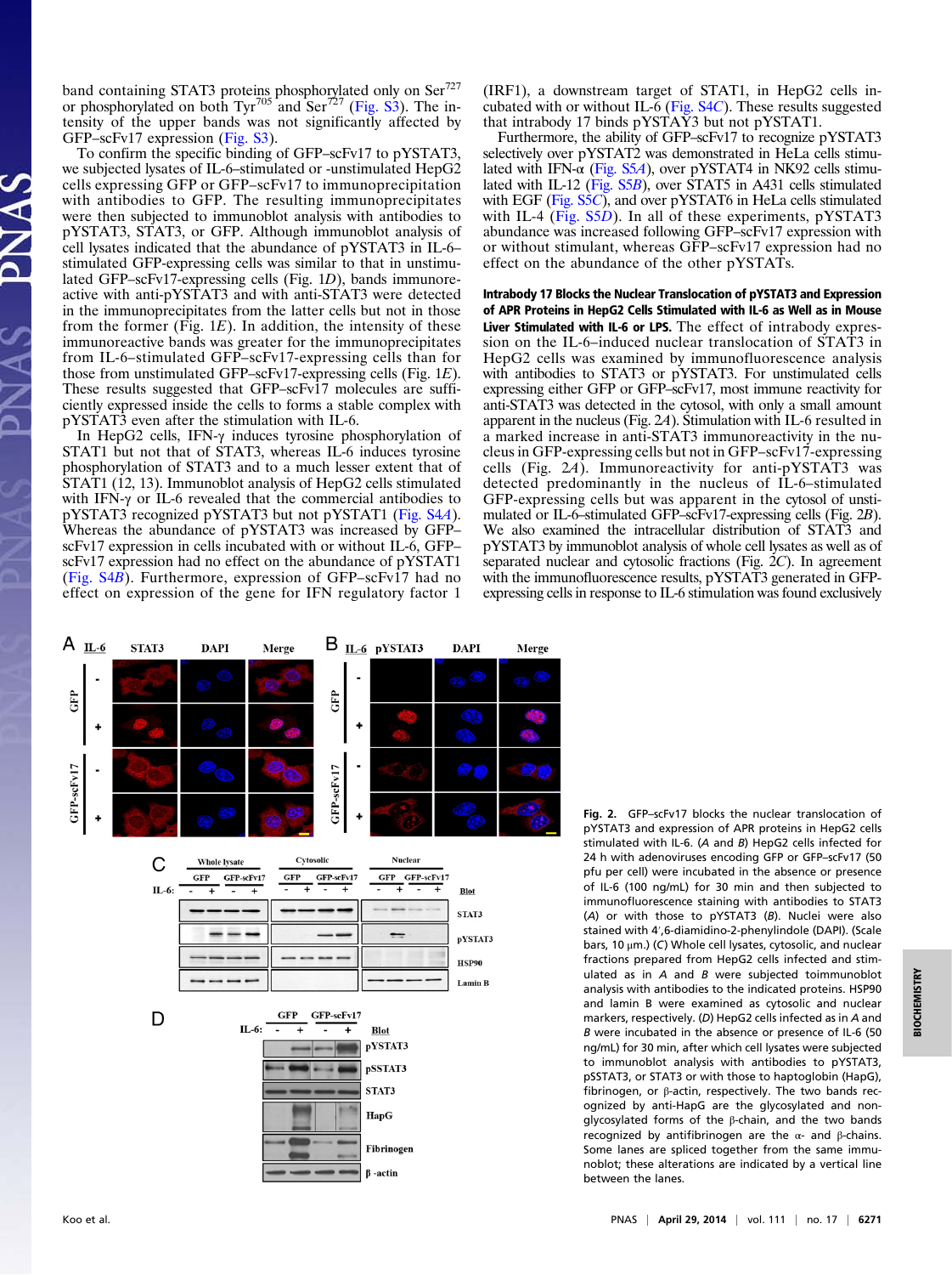band containing STAT3 proteins phosphorylated only on $Ser^{727}$ or phosphorylated on both $Tyr^{705}$ and $Ser^{727}$ (Fig. S3). The intensity of the upper bands was not significantly affected by GFP–scFv17 expression (Fig. S3).

To confirm the specific binding of GFP–scFv17 to pYSTAT3, we subjected lysates of IL-6–stimulated or -unstimulated HepG2 cells expressing GFP or GFP–scFv17 to immunoprecipitation with antibodies to GFP. The resulting immunoprecipitates were then subjected to immunoblot analysis with antibodies to pYSTAT3, STAT3, or GFP. Although immunoblot analysis of cell lysates indicated that the abundance of pYSTAT3 in IL-6–stimulated GFP-expressing cells was similar to that in unstimulated GFP–scFv17-expressing cells (Fig. 1D), bands immunoreactive with anti-pYSTAT3 and with anti-STAT3 were detected in the immunoprecipitates from the latter cells but not in those from the former (Fig. 1E). In addition, the intensity of these immunoreactive bands was greater for the immunoprecipitates from IL-6–stimulated GFP–scFv17-expressing cells than for those from unstimulated GFP–scFv17-expressing cells (Fig. 1E). These results suggested that GFP–scFv17 molecules are sufficiently expressed inside the cells to forms a stable complex with pYSTAT3 even after the stimulation with IL-6.

In HepG2 cells, IFN-γ induces tyrosine phosphorylation of STAT1 but not that of STAT3, whereas IL-6 induces tyrosine phosphorylation of STAT3 and to a much lesser extent that of STAT1 (12, 13). Immunoblot analysis of HepG2 cells stimulated with IFN-γ or IL-6 revealed that the commercial antibodies to pYSTAT3 recognized pYSTAT3 but not pYSTAT1 (Fig. S4A). Whereas the abundance of pYSTAT3 was increased by GFP–scFv17 expression in cells incubated with or without IL-6, GFP–scFv17 expression had no effect on the abundance of pYSTAT1 (Fig. S4B). Furthermore, expression of GFP–scFv17 had no effect on expression of the gene for IFN regulatory factor 1 (IRF1), a downstream target of STAT1, in HepG2 cells incubated with or without IL-6 (Fig. S4C). These results suggested that intrabody 17 binds pYSTAY3 but not pYSTAT1.

Furthermore, the ability of GFP–scFv17 to recognize pYSTAT3 selectively over pYSTAT2 was demonstrated in HeLa cells stimulated with IFN-α (Fig. S5A), over pYSTAT4 in NK92 cells stimulated with IL-12 (Fig. S5B), over STAT5 in A431 cells stimulated with EGF (Fig. S5C), and over pYSTAT6 in HeLa cells stimulated with IL-4 (Fig. S5D). In all of these experiments, pYSTAT3 abundance was increased following GFP–scFv17 expression with or without stimulant, whereas GFP–scFv17 expression had no effect on the abundance of the other pYSTATs.

**Intrabody 17 Blocks the Nuclear Translocation of pYSTAT3 and Expression of APR Proteins in HepG2 Cells Stimulated with IL-6 as Well as in Mouse Liver Stimulated with IL-6 or LPS.** The effect of intrabody expression on the IL-6–induced nuclear translocation of STAT3 in HepG2 cells was examined by immunofluorescence analysis with antibodies to STAT3 or pYSTAT3. For unstimulated cells expressing either GFP or GFP–scFv17, most immune reactivity for anti-STAT3 was detected in the cytosol, with only a small amount apparent in the nucleus (Fig. 2A). Stimulation with IL-6 resulted in a marked increase in anti-STAT3 immunoreactivity in the nucleus in GFP-expressing cells but not in GFP–scFv17-expressing cells (Fig. 2A). Immunoreactivity for anti-pYSTAT3 was detected predominantly in the nucleus of IL-6–stimulated GFP-expressing cells but was apparent in the cytosol of unstimulated or IL-6–stimulated GFP–scFv17-expressing cells (Fig. 2B). We also examined the intracellular distribution of STAT3 and pYSTAT3 by immunoblot analysis of whole cell lysates as well as of separated nuclear and cytosolic fractions (Fig. 2C). In agreement with the immunofluorescence results, pYSTAT3 generated in GFP-expressing cells in response to IL-6 stimulation was found exclusively

A
IL-6 STAT3 DAPI Merge
GFP - +
GFP-scFv17 - +

B
IL-6 pYSTAT3 DAPI Merge
GFP - +
GFP-scFv17 - +

C
Whole lysate Cytosolic Nuclear
GFP GFP-scFv17 GFP GFP-scFv17 GFP GFP-scFv17
IL-6: - + - + - + - + - + - +
Blot
STAT3
pYSTAT3
HSP90
Lamin B

D
GFP GFP-scFv17
IL-6: - + - +
Blot
pYSTAT3
pSSTAT3
STAT3
HapG
Fibrinogen
β-actin

**Fig. 2.** GFP–scFv17 blocks the nuclear translocation of pYSTAT3 and expression of APR proteins in HepG2 cells stimulated with IL-6. (A and B) HepG2 cells infected for 24 h with adenoviruses encoding GFP or GFP–scFv17 (50 pfu per cell) were incubated in the absence or presence of IL-6 (100 ng/mL) for 30 min and then subjected to immunofluorescence staining with antibodies to STAT3 (A) or with those to pYSTAT3 (B). Nuclei were also stained with 4′,6-diamidino-2-phenylindole (DAPI). (Scale bars, 10 μm.) (C) Whole cell lysates, cytosolic, and nuclear fractions prepared from HepG2 cells infected and stimulated as in A and B were subjected toimmunoblot analysis with antibodies to the indicated proteins. HSP90 and lamin B were examined as cytosolic and nuclear markers, respectively. (D) HepG2 cells infected as in A and B were incubated in the absence or presence of IL-6 (50 ng/mL) for 30 min, after which cell lysates were subjected to immunoblot analysis with antibodies to pYSTAT3, pSSTAT3, or STAT3 or with those to haptoglobin (HapG), fibrinogen, or β-actin, respectively. The two bands recognized by anti-HapG are the glycosylated and nonglycosylated forms of the β-chain, and the two bands recognized by antifibrinogen are the α- and β-chains. Some lanes are spliced together from the same immunoblot; these alterations are indicated by a vertical line between the lanes.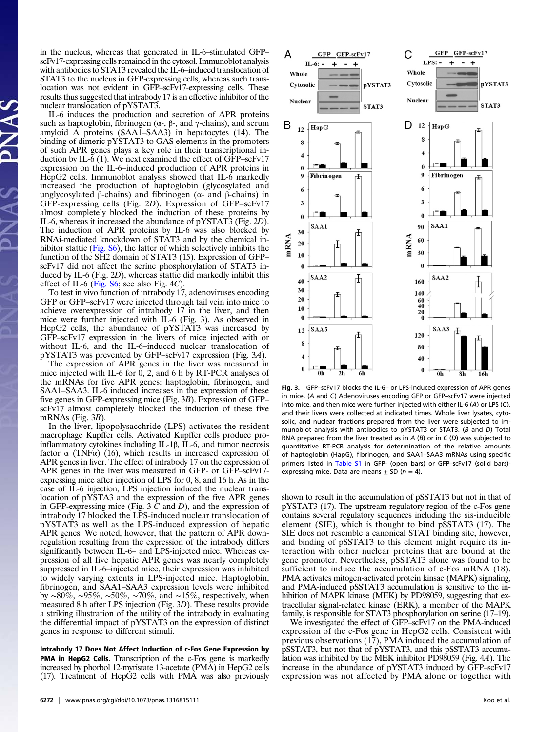in the nucleus, whereas that generated in IL-6–stimulated GFP–scFv17-expressing cells remained in the cytosol. Immunoblot analysis with antibodies to STAT3 revealed the IL-6–induced translocation of STAT3 to the nucleus in GFP-expressing cells, whereas such translocation was not evident in GFP–scFv17-expressing cells. These results thus suggested that intrabody 17 is an effective inhibitor of the nuclear translocation of pYSTAT3.

IL-6 induces the production and secretion of APR proteins such as haptoglobin, fibrinogen (α-, β-, and γ-chains), and serum amyloid A proteins (SAA1–SAA3) in hepatocytes (14). The binding of dimeric pYSTAT3 to GAS elements in the promoters of such APR genes plays a key role in their transcriptional induction by IL-6 (1). We next examined the effect of GFP–scFv17 expression on the IL-6–induced production of APR proteins in HepG2 cells. Immunoblot analysis showed that IL-6 markedly increased the production of haptoglobin (glycosylated and unglycosylated β-chains) and fibrinogen (α- and β-chains) in GFP-expressing cells (Fig. 2*D*). Expression of GFP–scFv17 almost completely blocked the induction of these proteins by IL-6, whereas it increased the abundance of pYSTAT3 (Fig. 2*D*). The induction of APR proteins by IL-6 was also blocked by RNAi-mediated knockdown of STAT3 and by the chemical inhibitor stattic (Fig. S6), the latter of which selectively inhibits the function of the SH2 domain of STAT3 (15). Expression of GFP–scFv17 did not affect the serine phosphorylation of STAT3 induced by IL-6 (Fig. 2*D*), whereas stattic did markedly inhibit this effect of IL-6 (Fig. S6; see also Fig. 4*C*).

To test in vivo function of intrabody 17, adenoviruses encoding GFP or GFP–scFv17 were injected through tail vein into mice to achieve overexpression of intrabody 17 in the liver, and then mice were further injected with IL-6 (Fig. 3). As observed in HepG2 cells, the abundance of pYSTAT3 was increased by GFP–scFv17 expression in the livers of mice injected with or without IL-6, and the IL-6–induced nuclear translocation of pYSTAT3 was prevented by GFP–scFv17 expression (Fig. 3*A*).

The expression of APR genes in the liver was measured in mice injected with IL-6 for 0, 2, and 6 h by RT-PCR analyses of the mRNAs for five APR genes: haptoglobin, fibrinogen, and SAA1–SAA3. IL-6 induced increases in the expression of these five genes in GFP-expressing mice (Fig. 3*B*). Expression of GFP–scFv17 almost completely blocked the induction of these five mRNAs (Fig. 3*B*).

In the liver, lipopolysaccharide (LPS) activates the resident macrophage Kupffer cells. Activated Kupffer cells produce proinflammatory cytokines including IL-1β, IL-6, and tumor necrosis factor α (TNFα) (16), which results in increased expression of APR genes in liver. The effect of intrabody 17 on the expression of APR genes in the liver was measured in GFP- or GFP–scFv17-expressing mice after injection of LPS for 0, 8, and 16 h. As in the case of IL-6 injection, LPS injection induced the nuclear translocation of pYSTA3 and the expression of the five APR genes in GFP-expressing mice (Fig. 3 *C* and *D*), and the expression of intrabody 17 blocked the LPS-induced nuclear translocation of pYSTAT3 as well as the LPS-induced expression of hepatic APR genes. We noted, however, that the pattern of APR downregulation resulting from the expression of the intrabody differs significantly between IL-6– and LPS-injected mice. Whereas expression of all five hepatic APR genes was nearly completely suppressed in IL-6–injected mice, their expression was inhibited to widely varying extents in LPS-injected mice. Haptoglobin, fibrinogen, and SAA1–SAA3 expression levels were inhibited by ~80%, ~95%, ~50%, ~70%, and ~15%, respectively, when measured 8 h after LPS injection (Fig. 3*D*). These results provide a striking illustration of the utility of the intrabody in evaluating the differential impact of pYSTAT3 on the expression of distinct genes in response to different stimuli.

**Intrabody 17 Does Not Affect Induction of c-Fos Gene Expression by PMA in HepG2 Cells.** Transcription of the c-Fos gene is markedly increased by phorbol 12-myristate 13-acetate (PMA) in HepG2 cells (17). Treatment of HepG2 cells with PMA was also previously

A
GFP GFP-scFv17
IL-6: - + - +
Whole
Cytosolic
Nuclear
pYSTAT3
STAT3

C
GFP GFP-scFv17
LPS: - + - +
Whole
Cytosolic
Nuclear
pYSTAT3
STAT3

B
mRNA
HapG
Fibrinogen
SAA1
SAA2
SAA3
0h 2h 6h

D
mRNA
HapG
Fibrinogen
SAA1
SAA2
SAA3
0h 8h 16h

**Fig. 3.** GFP–scFv17 blocks the IL-6– or LPS-induced expression of APR genes in mice. (*A* and *C*) Adenoviruses encoding GFP or GFP–scFv17 were injected into mice, and then mice were further injected with either IL-6 (*A*) or LPS (*C*), and their livers were collected at indicated times. Whole liver lysates, cytosolic, and nuclear fractions prepared from the liver were subjected to immunoblot analysis with antibodies to pYSTAT3 or STAT3. (*B* and *D*) Total RNA prepared from the liver treated as in *A* (*B*) or in *C* (*D*) was subjected to quantitative RT-PCR analysis for determination of the relative amounts of haptoglobin (HapG), fibrinogen, and SAA1–SAA3 mRNAs using specific primers listed in Table S1 in GFP- (open bars) or GFP–scFv17 (solid bars)-expressing mice. Data are means ± SD ($n = 4$).

shown to result in the accumulation of pSSTAT3 but not in that of pYSTAT3 (17). The upstream regulatory region of the c-Fos gene contains several regulatory sequences including the sis-inducible element (SIE), which is thought to bind pSSTAT3 (17). The SIE does not resemble a canonical STAT binding site, however, and binding of pSSTAT3 to this element might require its interaction with other nuclear proteins that are bound at the gene promoter. Nevertheless, pSSTAT3 alone was found to be sufficient to induce the accumulation of c-Fos mRNA (18). PMA activates mitogen-activated protein kinsae (MAPK) signaling, and PMA-induced pSSTAT3 accumulation is sensitive to the inhibition of MAPK kinase (MEK) by PD98059, suggesting that extracellular signal-related kinase (ERK), a member of the MAPK family, is responsible for STAT3 phosphorylation on serine (17–19).

We investigated the effect of GFP–scFv17 on the PMA-induced expression of the c-Fos gene in HepG2 cells. Consistent with previous observations (17), PMA induced the accumulation of pSSTAT3, but not that of pYSTAT3, and this pSSTAT3 accumulation was inhibited by the MEK inhibitor PD98059 (Fig. 4*A*). The increase in the abundance of pYSTAT3 induced by GFP–scFv17 expression was not affected by PMA alone or together with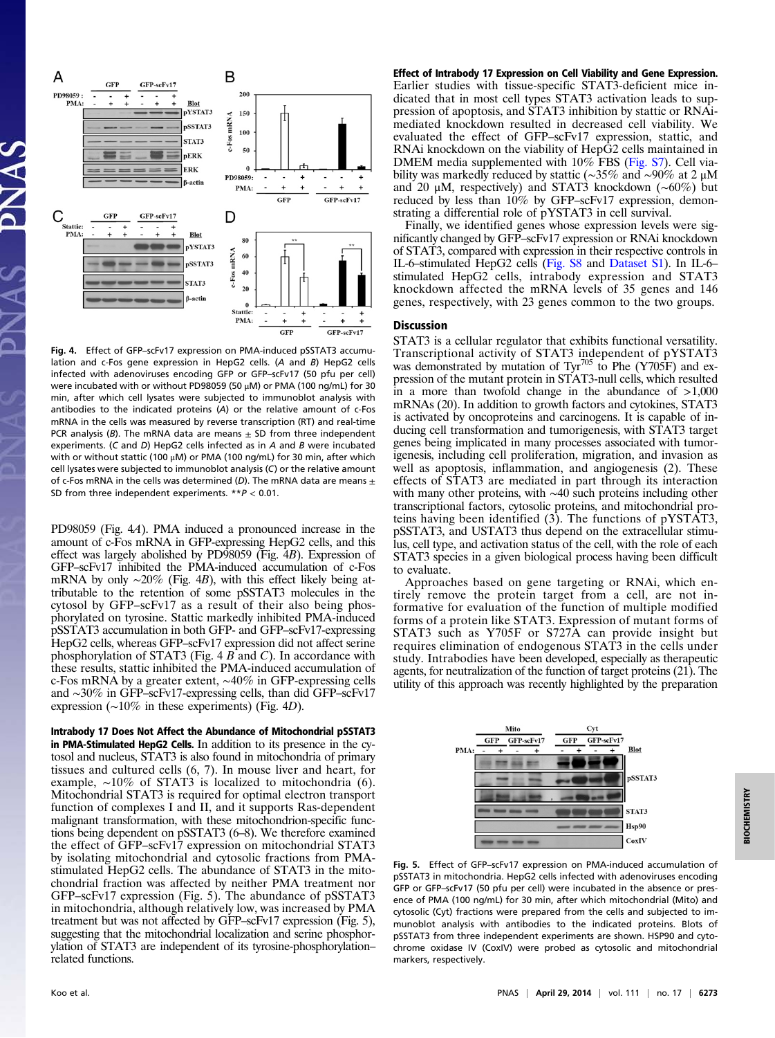A

| | GFP | | | GFP-scFv17 | | | |
|---|---|---|---|---|---|---|---|
| PD98059 : | - | - | + | - | - | + | Blot |
| PMA: | - | + | + | - | + | + | |

pYSTAT3
pSSTAT3
STAT3
pERK
ERK
β-actin

B

200
150
100
50
0
c-Fos mRNA
PD98059: - - + - - +
PMA: - + + - + +
GFP GFP-scFv17

C

| | GFP | | | GFP-scFv17 | | | |
|---|---|---|---|---|---|---|---|
| Stattic: | - | - | + | - | - | + | Blot |
| PMA: | - | + | + | - | + | + | |

pYSTAT3
pSSTAT3
STAT3
β-actin

D

80
60
40
20
0
c-Fos mRNA
**
**
Stattic: - - + - - +
PMA: - + + - + +
GFP GFP-scFv17

**Fig. 4.** Effect of GFP–scFv17 expression on PMA-induced pSSTAT3 accumulation and c-Fos gene expression in HepG2 cells. (*A* and *B*) HepG2 cells infected with adenoviruses encoding GFP or GFP–scFv17 (50 pfu per cell) were incubated with or without PD98059 (50 μM) or PMA (100 ng/mL) for 30 min, after which cell lysates were subjected to immunoblot analysis with antibodies to the indicated proteins (*A*) or the relative amount of c-Fos mRNA in the cells was measured by reverse transcription (RT) and real-time PCR analysis (*B*). The mRNA data are means ± SD from three independent experiments. (*C* and *D*) HepG2 cells infected as in *A* and *B* were incubated with or without stattic (100 μM) or PMA (100 ng/mL) for 30 min, after which cell lysates were subjected to immunoblot analysis (*C*) or the relative amount of c-Fos mRNA in the cells was determined (*D*). The mRNA data are means ± SD from three independent experiments. \*\*$P < 0.01$.

PD98059 (Fig. 4*A*). PMA induced a pronounced increase in the amount of c-Fos mRNA in GFP-expressing HepG2 cells, and this effect was largely abolished by PD98059 (Fig. 4*B*). Expression of GFP–scFv17 inhibited the PMA-induced accumulation of c-Fos mRNA by only ∼20% (Fig. 4*B*), with this effect likely being attributable to the retention of some pSSTAT3 molecules in the cytosol by GFP–scFv17 as a result of their also being phosphorylated on tyrosine. Stattic markedly inhibited PMA-induced pSSTAT3 accumulation in both GFP- and GFP–scFv17-expressing HepG2 cells, whereas GFP–scFv17 expression did not affect serine phosphorylation of STAT3 (Fig. 4 *B* and *C*). In accordance with these results, stattic inhibited the PMA-induced accumulation of c-Fos mRNA by a greater extent, ∼40% in GFP-expressing cells and ∼30% in GFP–scFv17-expressing cells, than did GFP–scFv17 expression (∼10% in these experiments) (Fig. 4*D*).

**Intrabody 17 Does Not Affect the Abundance of Mitochondrial pSSTAT3 in PMA-Stimulated HepG2 Cells.** In addition to its presence in the cytosol and nucleus, STAT3 is also found in mitochondria of primary tissues and cultured cells (6, 7). In mouse liver and heart, for example, ∼10% of STAT3 is localized to mitochondria (6). Mitochondrial STAT3 is required for optimal electron transport function of complexes I and II, and it supports Ras-dependent malignant transformation, with these mitochondrion-specific functions being dependent on pSSTAT3 (6–8). We therefore examined the effect of GFP–scFv17 expression on mitochondrial STAT3 by isolating mitochondrial and cytosolic fractions from PMA-stimulated HepG2 cells. The abundance of STAT3 in the mitochondrial fraction was affected by neither PMA treatment nor GFP–scFv17 expression (Fig. 5). The abundance of pSSTAT3 in mitochondria, although relatively low, was increased by PMA treatment but was not affected by GFP–scFv17 expression (Fig. 5), suggesting that the mitochondrial localization and serine phosphorylation of STAT3 are independent of its tyrosine-phosphorylation–related functions.

**Effect of Intrabody 17 Expression on Cell Viability and Gene Expression.** Earlier studies with tissue-specific STAT3-deficient mice indicated that in most cell types STAT3 activation leads to suppression of apoptosis, and STAT3 inhibition by stattic or RNAi-mediated knockdown resulted in decreased cell viability. We evaluated the effect of GFP–scFv17 expression, stattic, and RNAi knockdown on the viability of HepG2 cells maintained in DMEM media supplemented with 10% FBS (Fig. S7). Cell viability was markedly reduced by stattic (∼35% and ∼90% at 2 μM and 20 μM, respectively) and STAT3 knockdown (∼60%) but reduced by less than 10% by GFP–scFv17 expression, demonstrating a differential role of pYSTAT3 in cell survival.

Finally, we identified genes whose expression levels were significantly changed by GFP–scFv17 expression or RNAi knockdown of STAT3, compared with expression in their respective controls in IL-6–stimulated HepG2 cells (Fig. S8 and Dataset S1). In IL-6–stimulated HepG2 cells, intrabody expression and STAT3 knockdown affected the mRNA levels of 35 genes and 146 genes, respectively, with 23 genes common to the two groups.

## Discussion

STAT3 is a cellular regulator that exhibits functional versatility. Transcriptional activity of STAT3 independent of pYSTAT3 was demonstrated by mutation of Tyr[705] to Phe (Y705F) and expression of the mutant protein in STAT3-null cells, which resulted in a more than twofold change in the abundance of >1,000 mRNAs (20). In addition to growth factors and cytokines, STAT3 is activated by oncoproteins and carcinogens. It is capable of inducing cell transformation and tumorigenesis, with STAT3 target genes being implicated in many processes associated with tumorigenesis, including cell proliferation, migration, and invasion as well as apoptosis, inflammation, and angiogenesis (2). These effects of STAT3 are mediated in part through its interaction with many other proteins, with ∼40 such proteins including other transcriptional factors, cytosolic proteins, and mitochondrial proteins having been identified (3). The functions of pYSTAT3, pSSTAT3, and USTAT3 thus depend on the extracellular stimulus, cell type, and activation status of the cell, with the role of each STAT3 species in a given biological process having been difficult to evaluate.

Approaches based on gene targeting or RNAi, which entirely remove the protein target from a cell, are not informative for evaluation of the function of multiple modified forms of a protein like STAT3. Expression of mutant forms of STAT3 such as Y705F or S727A can provide insight but requires elimination of endogenous STAT3 in the cells under study. Intrabodies have been developed, especially as therapeutic agents, for neutralization of the function of target proteins (21). The utility of this approach was recently highlighted by the preparation

| | Mito | | | | Cyt | | | | |
|---|---|---|---|---|---|---|---|---|---|
| | GFP | | GFP-scFv17 | | GFP | | GFP-scFv17 | | |
| PMA: | - | + | - | + | - | + | - | + | Blot |

pSSTAT3
STAT3
Hsp90
CoxIV

**Fig. 5.** Effect of GFP–scFv17 expression on PMA-induced accumulation of pSSTAT3 in mitochondria. HepG2 cells infected with adenoviruses encoding GFP or GFP–scFv17 (50 pfu per cell) were incubated in the absence or presence of PMA (100 ng/mL) for 30 min, after which mitochondrial (Mito) and cytosolic (Cyt) fractions were prepared from the cells and subjected to immunoblot analysis with antibodies to the indicated proteins. Blots of pSSTAT3 from three independent experiments are shown. HSP90 and cytochrome oxidase IV (CoxIV) were probed as cytosolic and mitochondrial markers, respectively.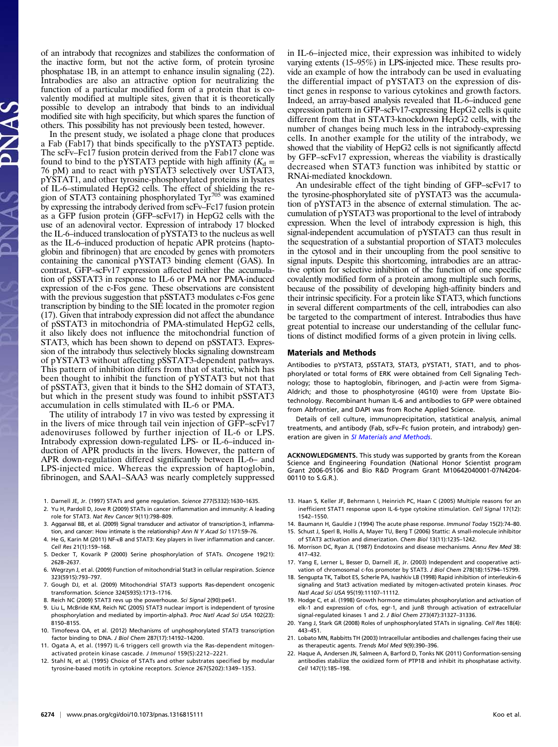of an intrabody that recognizes and stabilizes the conformation of the inactive form, but not the active form, of protein tyrosine phosphatase 1B, in an attempt to enhance insulin signaling (22). Intrabodies are also an attractive option for neutralizing the function of a particular modified form of a protein that is covalently modified at multiple sites, given that it is theoretically possible to develop an intrabody that binds to an individual modified site with high specificity, but which spares the function of others. This possibility has not previously been tested, however.

In the present study, we isolated a phage clone that produces a Fab (Fab17) that binds specifically to the pYSTAT3 peptide. The scFv–Fc17 fusion protein derived from the Fab17 clone was found to bind to the pYSTAT3 peptide with high affinity ($K_d$ = 76 pM) and to react with pYSTAT3 selectively over USTAT3, pYSTAT1, and other tyrosine-phosphorylated proteins in lysates of IL-6–stimulated HepG2 cells. The effect of shielding the region of STAT3 containing phosphorylated $Tyr^{705}$ was examined by expressing the intrabody derived from scFv–Fc17 fusion protein as a GFP fusion protein (GFP–scFv17) in HepG2 cells with the use of an adenoviral vector. Expression of intrabody 17 blocked the IL-6–induced translocation of pYSTAT3 to the nucleus as well as the IL-6–induced production of hepatic APR proteins (haptoglobin and fibrinogen) that are encoded by genes with promoters containing the canonical pYSTAT3 binding element (GAS). In contrast, GFP–scFv17 expression affected neither the accumulation of pSSTAT3 in response to IL-6 or PMA nor PMA-induced expression of the c-Fos gene. These observations are consistent with the previous suggestion that pSSTAT3 modulates c-Fos gene transcription by binding to the SIE located in the promoter region (17). Given that intrabody expression did not affect the abundance of pSSTAT3 in mitochondria of PMA-stimulated HepG2 cells, it also likely does not influence the mitochondrial function of STAT3, which has been shown to depend on pSSTAT3. Expression of the intrabody thus selectively blocks signaling downstream of pYSTAT3 without affecting pSSTAT3-dependent pathways. This pattern of inhibition differs from that of stattic, which has been thought to inhibit the function of pYSTAT3 but not that of pSSTAT3, given that it binds to the SH2 domain of STAT3, but which in the present study was found to inhibit pSSTAT3 accumulation in cells stimulated with IL-6 or PMA.

The utility of intrabody 17 in vivo was tested by expressing it in the livers of mice through tail vein injection of GFP–scFv17 adenoviruses followed by further injection of IL-6 or LPS. Intrabody expression down-regulated LPS- or IL-6–induced induction of APR products in the livers. However, the pattern of APR down-regulation differed significantly between IL-6– and LPS-injected mice. Whereas the expression of haptoglobin, fibrinogen, and SAA1–SAA3 was nearly completely suppressed in IL-6–injected mice, their expression was inhibited to widely varying extents (15–95%) in LPS-injected mice. These results provide an example of how the intrabody can be used in evaluating the differential impact of pYSTAT3 on the expression of distinct genes in response to various cytokines and growth factors. Indeed, an array-based analysis revealed that IL-6–induced gene expression pattern in GFP–scFv17-expressing HepG2 cells is quite different from that in STAT3-knockdown HepG2 cells, with the number of changes being much less in the intrabody-expressing cells. In another example for the utility of the intrabody, we showed that the viability of HepG2 cells is not significantly affectd by GFP–scFv17 expression, whereas the viability is drastically decreased when STAT3 function was inhibited by stattic or RNAi-mediated knockdown.

An undesirable effect of the tight binding of GFP–scFv17 to the tyrosine-phosphorylated site of pYSTAT3 was the accumulation of pYSTAT3 in the absence of external stimulation. The accumulation of pYSTAT3 was proportional to the level of intrabody expression. When the level of intrabody expression is high, this signal-independent accumulation of pYSTAT3 can thus result in the sequestration of a substantial proportion of STAT3 molecules in the cytosol and in their uncoupling from the pool sensitive to signal inputs. Despite this shortcoming, intrabodies are an attractive option for selective inhibition of the function of one specific covalently modified form of a protein among multiple such forms, because of the possibility of developing high-affinity binders and their intrinsic specificity. For a protein like STAT3, which functions in several different compartments of the cell, intrabodies can also be targeted to the compartment of interest. Intrabodies thus have great potential to increase our understanding of the cellular functions of distinct modified forms of a given protein in living cells.

## Materials and Methods

Antibodies to pYSTAT3, pSSTAT3, STAT3, pYSTAT1, STAT1, and to phosphorylated or total forms of ERK were obtained from Cell Signaling Technology; those to haptoglobin, fibrinogen, and β-actin were from Sigma-Aldrich; and those to phosphotyrosine (4G10) were from Upstate Biotechnology. Recombinant human IL-6 and antibodies to GFP were obtained from Abfrontier, and DAPI was from Roche Applied Science.

Details of cell culture, immunoprecipitation, statistical analysis, animal treatments, and antibody (Fab, scFv–Fc fusion protein, and intrabody) generation are given in *SI Materials and Methods*.

**ACKNOWLEDGMENTS.** This study was supported by grants from the Korean Science and Engineering Foundation (National Honor Scientist program Grant 2006-05106 and Bio R&D Program Grant M10642040001-07N4204-00110 to S.G.R.).

1. Darnell JE, Jr. (1997) STATs and gene regulation. *Science* 277(5332):1630–1635.
2. Yu H, Pardoll D, Jove R (2009) STATs in cancer inflammation and immunity: A leading role for STAT3. *Nat Rev Cancer* 9(11):798–809.
3. Aggarwal BB, et al. (2009) Signal transducer and activator of transcription-3, inflammation, and cancer: How intimate is the relationship? *Ann N Y Acad Sci* 1171:59–76.
4. He G, Karin M (2011) NF-κB and STAT3: Key players in liver inflammation and cancer. *Cell Res* 21(1):159–168.
5. Decker T, Kovarik P (2000) Serine phosphorylation of STATs. *Oncogene* 19(21): 2628–2637.
6. Wegrzyn J, et al. (2009) Function of mitochondrial Stat3 in cellular respiration. *Science* 323(5915):793–797.
7. Gough DJ, et al. (2009) Mitochondrial STAT3 supports Ras-dependent oncogenic transformation. *Science* 324(5935):1713–1716.
8. Reich NC (2009) STAT3 revs up the powerhouse. *Sci Signal* 2(90):pe61.
9. Liu L, McBride KM, Reich NC (2005) STAT3 nuclear import is independent of tyrosine phosphorylation and mediated by importin-alpha3. *Proc Natl Acad Sci USA* 102(23): 8150–8155.
10. Timofeeva OA, et al. (2012) Mechanisms of unphosphorylated STAT3 transcription factor binding to DNA. *J Biol Chem* 287(17):14192–14200.
11. Ogata A, et al. (1997) IL-6 triggers cell growth via the Ras-dependent mitogen-activated protein kinase cascade. *J Immunol* 159(5):2212–2221.
12. Stahl N, et al. (1995) Choice of STATs and other substrates specified by modular tyrosine-based motifs in cytokine receptors. *Science* 267(5202):1349–1353.
13. Haan S, Keller JF, Behrmann I, Heinrich PC, Haan C (2005) Multiple reasons for an inefficient STAT1 response upon IL-6-type cytokine stimulation. *Cell Signal* 17(12): 1542–1550.
14. Baumann H, Gauldie J (1994) The acute phase response. *Immunol Today* 15(2):74–80.
15. Schust J, Sperl B, Hollis A, Mayer TU, Berg T (2006) Stattic: A small-molecule inhibitor of STAT3 activation and dimerization. *Chem Biol* 13(11):1235–1242.
16. Morrison DC, Ryan JL (1987) Endotoxins and disease mechanisms. *Annu Rev Med* 38: 417–432.
17. Yang E, Lerner L, Besser D, Darnell JE, Jr. (2003) Independent and cooperative activation of chromosomal c-fos promoter by STAT3. *J Biol Chem* 278(18):15794–15799.
18. Sengupta TK, Talbot ES, Scherle PA, Ivashkiv LB (1998) Rapid inhibition of interleukin-6 signaling and Stat3 activation mediated by mitogen-activated protein kinases. *Proc Natl Acad Sci USA* 95(19):11107–11112.
19. Hodge C, et al. (1998) Growth hormone stimulates phosphorylation and activation of elk-1 and expression of c-fos, egr-1, and junB through activation of extracellular signal-regulated kinases 1 and 2. *J Biol Chem* 273(47):31327–31336.
20. Yang J, Stark GR (2008) Roles of unphosphorylated STATs in signaling. *Cell Res* 18(4): 443–451.
21. Lobato MN, Rabbitts TH (2003) Intracellular antibodies and challenges facing their use as therapeutic agents. *Trends Mol Med* 9(9):390–396.
22. Haque A, Andersen JN, Salmeen A, Barford D, Tonks NK (2011) Conformation-sensing antibodies stabilize the oxidized form of PTP1B and inhibit its phosphatase activity. *Cell* 147(1):185–198.